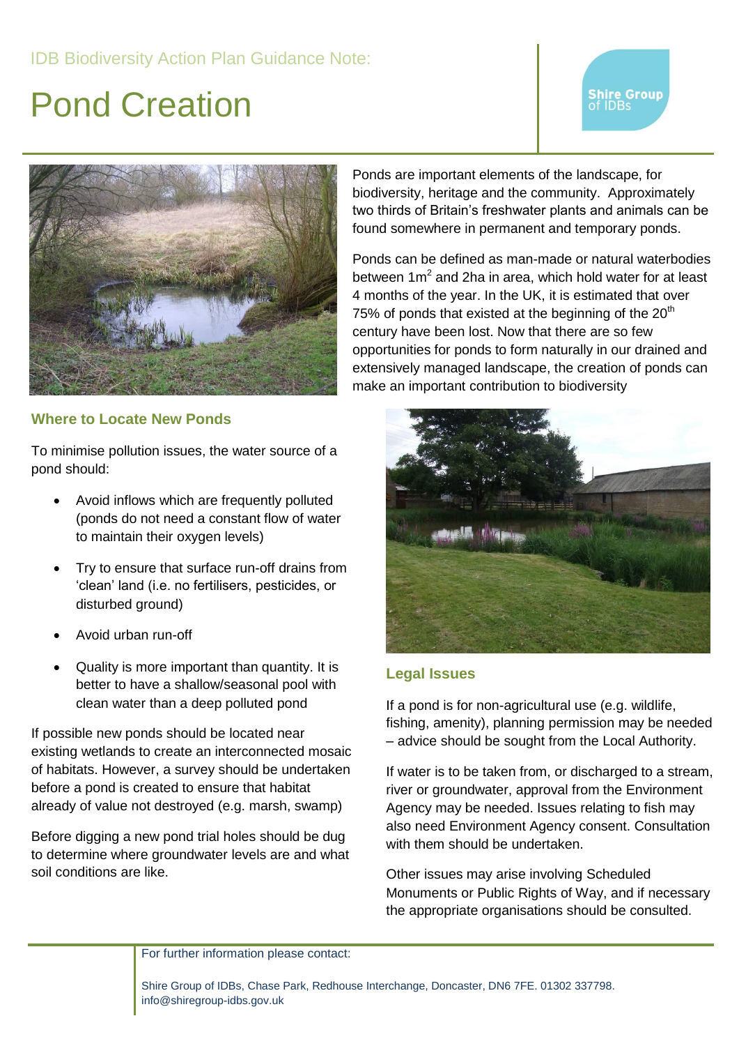IDB Biodiversity Action Plan Guidance Note:

# Pond Creation

Shire Group of IDBs

Ponds are important elements of the landscape, for biodiversity, heritage and the community. Approximately two thirds of Britain's freshwater plants and animals can be found somewhere in permanent and temporary ponds.

Ponds can be defined as man-made or natural waterbodies between $1m^2$ and 2ha in area, which hold water for at least 4 months of the year. In the UK, it is estimated that over 75% of ponds that existed at the beginning of the $20^{th}$ century have been lost. Now that there are so few opportunities for ponds to form naturally in our drained and extensively managed landscape, the creation of ponds can make an important contribution to biodiversity

## Where to Locate New Ponds

To minimise pollution issues, the water source of a pond should:

- Avoid inflows which are frequently polluted (ponds do not need a constant flow of water to maintain their oxygen levels)
- Try to ensure that surface run-off drains from 'clean' land (i.e. no fertilisers, pesticides, or disturbed ground)
- Avoid urban run-off
- Quality is more important than quantity. It is better to have a shallow/seasonal pool with clean water than a deep polluted pond

If possible new ponds should be located near existing wetlands to create an interconnected mosaic of habitats. However, a survey should be undertaken before a pond is created to ensure that habitat already of value not destroyed (e.g. marsh, swamp)

Before digging a new pond trial holes should be dug to determine where groundwater levels are and what soil conditions are like.

## Legal Issues

If a pond is for non-agricultural use (e.g. wildlife, fishing, amenity), planning permission may be needed – advice should be sought from the Local Authority.

If water is to be taken from, or discharged to a stream, river or groundwater, approval from the Environment Agency may be needed. Issues relating to fish may also need Environment Agency consent. Consultation with them should be undertaken.

Other issues may arise involving Scheduled Monuments or Public Rights of Way, and if necessary the appropriate organisations should be consulted.

For further information please contact:

Shire Group of IDBs, Chase Park, Redhouse Interchange, Doncaster, DN6 7FE. 01302 337798. info@shiregroup-idbs.gov.uk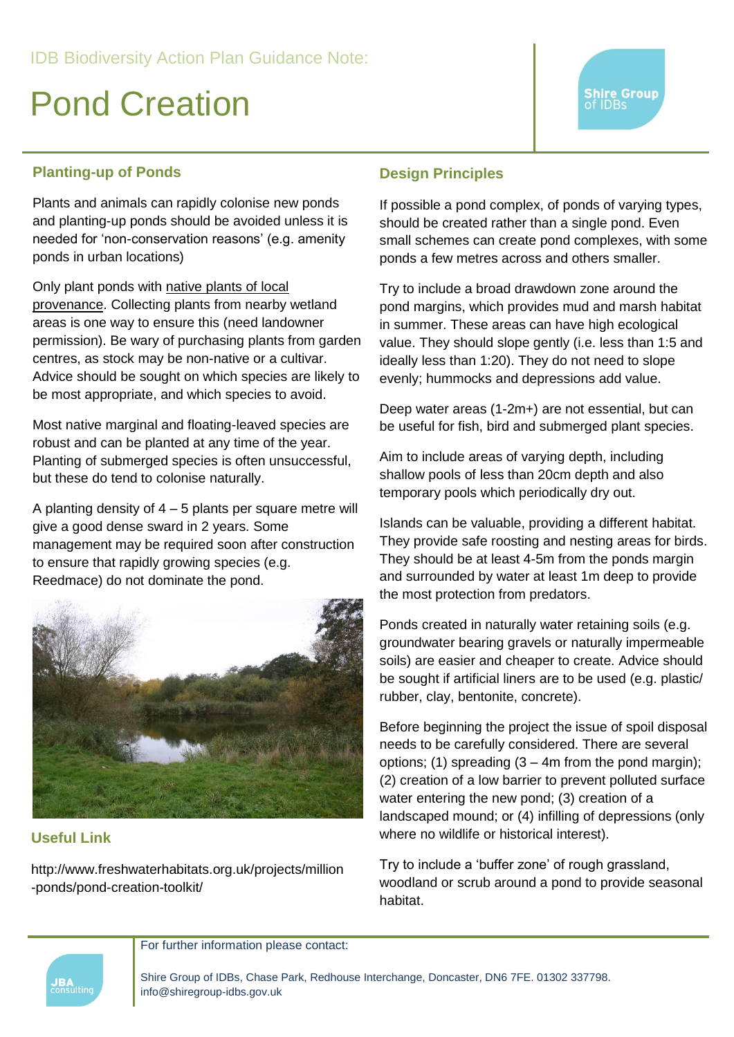IDB Biodiversity Action Plan Guidance Note:

# Pond Creation

## Planting-up of Ponds

Plants and animals can rapidly colonise new ponds and planting-up ponds should be avoided unless it is needed for 'non-conservation reasons' (e.g. amenity ponds in urban locations)

Only plant ponds with native plants of local provenance. Collecting plants from nearby wetland areas is one way to ensure this (need landowner permission). Be wary of purchasing plants from garden centres, as stock may be non-native or a cultivar. Advice should be sought on which species are likely to be most appropriate, and which species to avoid.

Most native marginal and floating-leaved species are robust and can be planted at any time of the year. Planting of submerged species is often unsuccessful, but these do tend to colonise naturally.

A planting density of 4 – 5 plants per square metre will give a good dense sward in 2 years. Some management may be required soon after construction to ensure that rapidly growing species (e.g. Reedmace) do not dominate the pond.

## Useful Link

http://www.freshwaterhabitats.org.uk/projects/million-ponds/pond-creation-toolkit/

## Design Principles

If possible a pond complex, of ponds of varying types, should be created rather than a single pond. Even small schemes can create pond complexes, with some ponds a few metres across and others smaller.

Try to include a broad drawdown zone around the pond margins, which provides mud and marsh habitat in summer. These areas can have high ecological value. They should slope gently (i.e. less than 1:5 and ideally less than 1:20). They do not need to slope evenly; hummocks and depressions add value.

Deep water areas (1-2m+) are not essential, but can be useful for fish, bird and submerged plant species.

Aim to include areas of varying depth, including shallow pools of less than 20cm depth and also temporary pools which periodically dry out.

Islands can be valuable, providing a different habitat. They provide safe roosting and nesting areas for birds. They should be at least 4-5m from the ponds margin and surrounded by water at least 1m deep to provide the most protection from predators.

Ponds created in naturally water retaining soils (e.g. groundwater bearing gravels or naturally impermeable soils) are easier and cheaper to create. Advice should be sought if artificial liners are to be used (e.g. plastic/ rubber, clay, bentonite, concrete).

Before beginning the project the issue of spoil disposal needs to be carefully considered. There are several options; (1) spreading (3 – 4m from the pond margin); (2) creation of a low barrier to prevent polluted surface water entering the new pond; (3) creation of a landscaped mound; or (4) infilling of depressions (only where no wildlife or historical interest).

Try to include a 'buffer zone' of rough grassland, woodland or scrub around a pond to provide seasonal habitat.

For further information please contact:

Shire Group of IDBs, Chase Park, Redhouse Interchange, Doncaster, DN6 7FE. 01302 337798. info@shiregroup-idbs.gov.uk